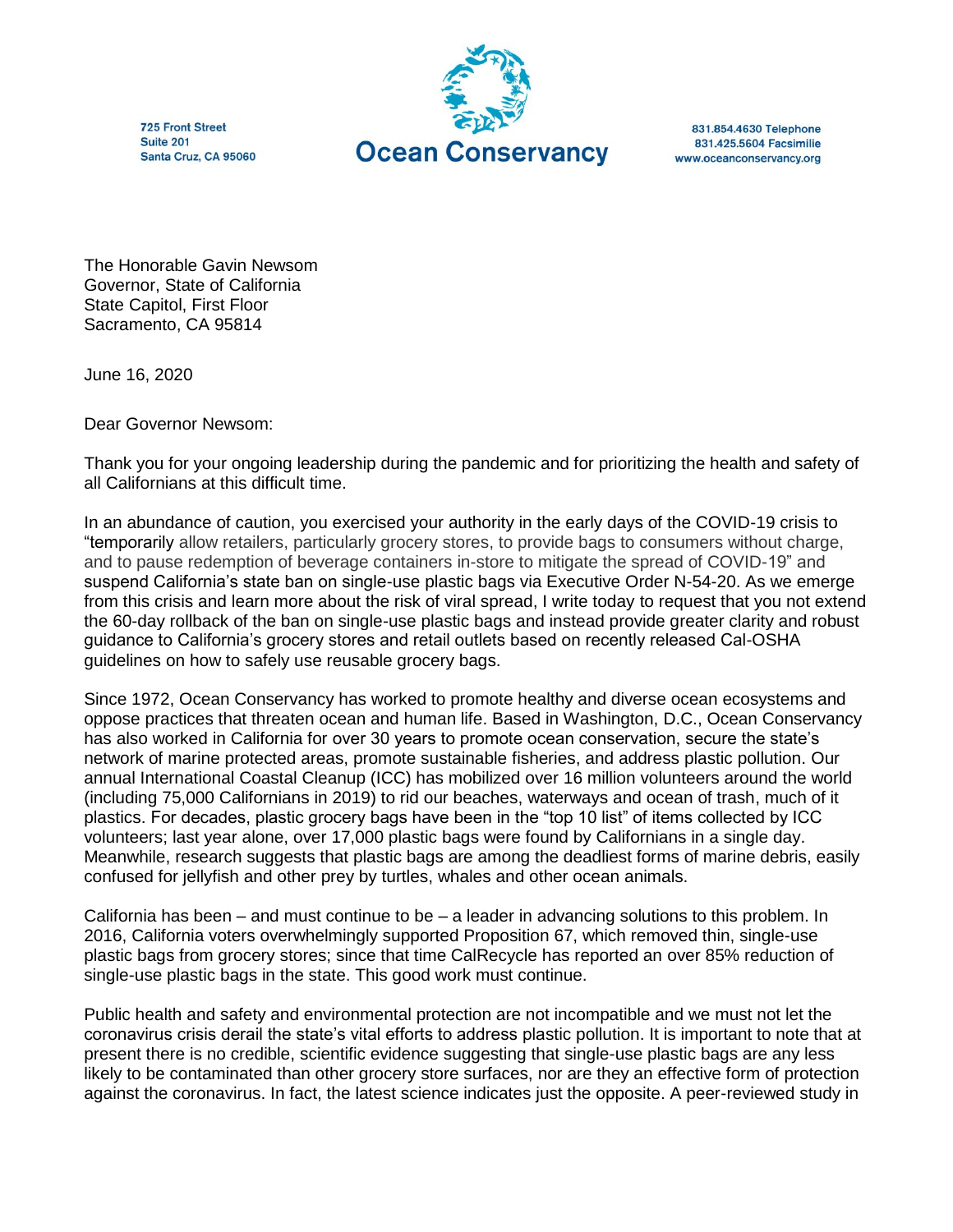725 Front Street
Suite 201
Santa Cruz, CA 95060

**Ocean Conservancy**

831.854.4630 Telephone
831.425.5604 Facsimilie
www.oceanconservancy.org

The Honorable Gavin Newsom
Governor, State of California
State Capitol, First Floor
Sacramento, CA 95814

June 16, 2020

Dear Governor Newsom:

Thank you for your ongoing leadership during the pandemic and for prioritizing the health and safety of all Californians at this difficult time.

In an abundance of caution, you exercised your authority in the early days of the COVID-19 crisis to "temporarily allow retailers, particularly grocery stores, to provide bags to consumers without charge, and to pause redemption of beverage containers in-store to mitigate the spread of COVID-19" and suspend California's state ban on single-use plastic bags via Executive Order N-54-20. As we emerge from this crisis and learn more about the risk of viral spread, I write today to request that you not extend the 60-day rollback of the ban on single-use plastic bags and instead provide greater clarity and robust guidance to California's grocery stores and retail outlets based on recently released Cal-OSHA guidelines on how to safely use reusable grocery bags.

Since 1972, Ocean Conservancy has worked to promote healthy and diverse ocean ecosystems and oppose practices that threaten ocean and human life. Based in Washington, D.C., Ocean Conservancy has also worked in California for over 30 years to promote ocean conservation, secure the state's network of marine protected areas, promote sustainable fisheries, and address plastic pollution. Our annual International Coastal Cleanup (ICC) has mobilized over 16 million volunteers around the world (including 75,000 Californians in 2019) to rid our beaches, waterways and ocean of trash, much of it plastics. For decades, plastic grocery bags have been in the "top 10 list" of items collected by ICC volunteers; last year alone, over 17,000 plastic bags were found by Californians in a single day. Meanwhile, research suggests that plastic bags are among the deadliest forms of marine debris, easily confused for jellyfish and other prey by turtles, whales and other ocean animals.

California has been – and must continue to be – a leader in advancing solutions to this problem. In 2016, California voters overwhelmingly supported Proposition 67, which removed thin, single-use plastic bags from grocery stores; since that time CalRecycle has reported an over 85% reduction of single-use plastic bags in the state. This good work must continue.

Public health and safety and environmental protection are not incompatible and we must not let the coronavirus crisis derail the state's vital efforts to address plastic pollution. It is important to note that at present there is no credible, scientific evidence suggesting that single-use plastic bags are any less likely to be contaminated than other grocery store surfaces, nor are they an effective form of protection against the coronavirus. In fact, the latest science indicates just the opposite. A peer-reviewed study in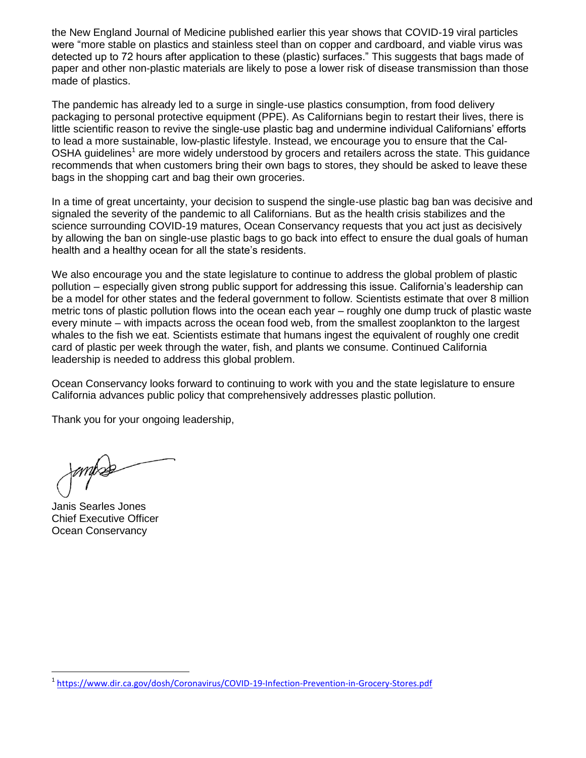the New England Journal of Medicine published earlier this year shows that COVID-19 viral particles were "more stable on plastics and stainless steel than on copper and cardboard, and viable virus was detected up to 72 hours after application to these (plastic) surfaces." This suggests that bags made of paper and other non-plastic materials are likely to pose a lower risk of disease transmission than those made of plastics.

The pandemic has already led to a surge in single-use plastics consumption, from food delivery packaging to personal protective equipment (PPE). As Californians begin to restart their lives, there is little scientific reason to revive the single-use plastic bag and undermine individual Californians' efforts to lead a more sustainable, low-plastic lifestyle. Instead, we encourage you to ensure that the Cal-OSHA guidelines[1] are more widely understood by grocers and retailers across the state. This guidance recommends that when customers bring their own bags to stores, they should be asked to leave these bags in the shopping cart and bag their own groceries.

In a time of great uncertainty, your decision to suspend the single-use plastic bag ban was decisive and signaled the severity of the pandemic to all Californians. But as the health crisis stabilizes and the science surrounding COVID-19 matures, Ocean Conservancy requests that you act just as decisively by allowing the ban on single-use plastic bags to go back into effect to ensure the dual goals of human health and a healthy ocean for all the state's residents.

We also encourage you and the state legislature to continue to address the global problem of plastic pollution – especially given strong public support for addressing this issue. California's leadership can be a model for other states and the federal government to follow. Scientists estimate that over 8 million metric tons of plastic pollution flows into the ocean each year – roughly one dump truck of plastic waste every minute – with impacts across the ocean food web, from the smallest zooplankton to the largest whales to the fish we eat. Scientists estimate that humans ingest the equivalent of roughly one credit card of plastic per week through the water, fish, and plants we consume. Continued California leadership is needed to address this global problem.

Ocean Conservancy looks forward to continuing to work with you and the state legislature to ensure California advances public policy that comprehensively addresses plastic pollution.

Thank you for your ongoing leadership,

Janis Searles Jones
Chief Executive Officer
Ocean Conservancy

[1] https://www.dir.ca.gov/dosh/Coronavirus/COVID-19-Infection-Prevention-in-Grocery-Stores.pdf